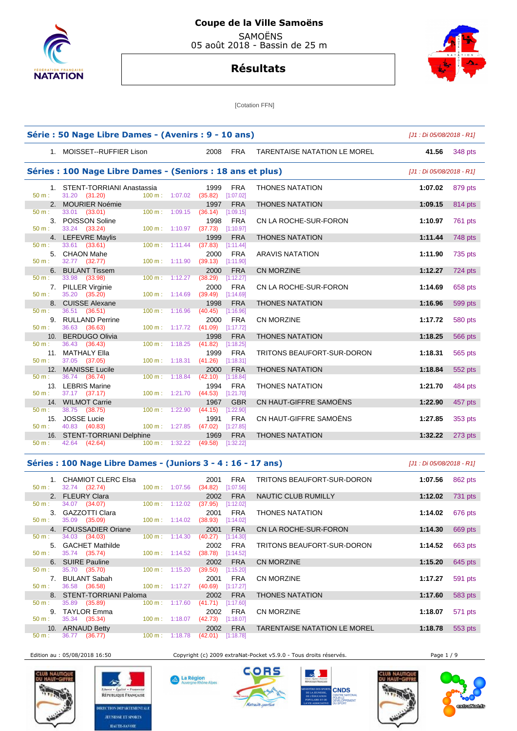# Coupe de la Ville Samoëns

SAMOËNS
05 août 2018 - Bassin de 25 m

## Résultats

[Cotation FFN]

### Série : 50 Nage Libre Dames - (Avenirs : 9 - 10 ans)

[J1 : Di 05/08/2018 - R1]

| Rang | Nom | Année | Nat. | Club | Temps | Points |
|---|---|---|---|---|---|---|
| 1. | MOISSET--RUFFIER Lison | 2008 | FRA | TARENTAISE NATATION LE MOREL | 41.56 | 348 pts |

### Séries : 100 Nage Libre Dames - (Seniors : 18 ans et plus)

[J1 : Di 05/08/2018 - R1]

| Rang | Nom | Année | Nat. | Club | Temps | Points |
|---|---|---|---|---|---|---|
| 1. | STENT-TORRIANI Anastassia | 1999 | FRA | THONES NATATION | 1:07.02 | 879 pts |
| | 50 m : 31.20 (31.20) 100 m : 1:07.02 (35.82) [1:07.02] | | | | | |
| 2. | MOURIER Noémie | 1997 | FRA | THONES NATATION | 1:09.15 | 814 pts |
| | 50 m : 33.01 (33.01) 100 m : 1:09.15 (36.14) [1:09.15] | | | | | |
| 3. | POISSON Soline | 1998 | FRA | CN LA ROCHE-SUR-FORON | 1:10.97 | 761 pts |
| | 50 m : 33.24 (33.24) 100 m : 1:10.97 (37.73) [1:10.97] | | | | | |
| 4. | LEFEVRE Maylis | 1999 | FRA | THONES NATATION | 1:11.44 | 748 pts |
| | 50 m : 33.61 (33.61) 100 m : 1:11.44 (37.83) [1:11.44] | | | | | |
| 5. | CHAON Mahe | 2000 | FRA | ARAVIS NATATION | 1:11.90 | 735 pts |
| | 50 m : 32.77 (32.77) 100 m : 1:11.90 (39.13) [1:11.90] | | | | | |
| 6. | BULANT Tissem | 2000 | FRA | CN MORZINE | 1:12.27 | 724 pts |
| | 50 m : 33.98 (33.98) 100 m : 1:12.27 (38.29) [1:12.27] | | | | | |
| 7. | PILLER Virginie | 2000 | FRA | CN LA ROCHE-SUR-FORON | 1:14.69 | 658 pts |
| | 50 m : 35.20 (35.20) 100 m : 1:14.69 (39.49) [1:14.69] | | | | | |
| 8. | CUISSE Alexane | 1998 | FRA | THONES NATATION | 1:16.96 | 599 pts |
| | 50 m : 36.51 (36.51) 100 m : 1:16.96 (40.45) [1:16.96] | | | | | |
| 9. | RULLAND Perrine | 2000 | FRA | CN MORZINE | 1:17.72 | 580 pts |
| | 50 m : 36.63 (36.63) 100 m : 1:17.72 (41.09) [1:17.72] | | | | | |
| 10. | BERDUGO Olivia | 1998 | FRA | THONES NATATION | 1:18.25 | 566 pts |
| | 50 m : 36.43 (36.43) 100 m : 1:18.25 (41.82) [1:18.25] | | | | | |
| 11. | MATHALY Ella | 1999 | FRA | TRITONS BEAUFORT-SUR-DORON | 1:18.31 | 565 pts |
| | 50 m : 37.05 (37.05) 100 m : 1:18.31 (41.26) [1:18.31] | | | | | |
| 12. | MANISSE Lucile | 2000 | FRA | THONES NATATION | 1:18.84 | 552 pts |
| | 50 m : 36.74 (36.74) 100 m : 1:18.84 (42.10) [1:18.84] | | | | | |
| 13. | LEBRIS Marine | 1994 | FRA | THONES NATATION | 1:21.70 | 484 pts |
| | 50 m : 37.17 (37.17) 100 m : 1:21.70 (44.53) [1:21.70] | | | | | |
| 14. | WILMOT Carrie | 1967 | GBR | CN HAUT-GIFFRE SAMOËNS | 1:22.90 | 457 pts |
| | 50 m : 38.75 (38.75) 100 m : 1:22.90 (44.15) [1:22.90] | | | | | |
| 15. | JOSSE Lucie | 1991 | FRA | CN HAUT-GIFFRE SAMOËNS | 1:27.85 | 353 pts |
| | 50 m : 40.83 (40.83) 100 m : 1:27.85 (47.02) [1:27.85] | | | | | |
| 16. | STENT-TORRIANI Delphine | 1969 | FRA | THONES NATATION | 1:32.22 | 273 pts |
| | 50 m : 42.64 (42.64) 100 m : 1:32.22 (49.58) [1:32.22] | | | | | |

### Séries : 100 Nage Libre Dames - (Juniors 3 - 4 : 16 - 17 ans)

[J1 : Di 05/08/2018 - R1]

| Rang | Nom | Année | Nat. | Club | Temps | Points |
|---|---|---|---|---|---|---|
| 1. | CHAMIOT CLERC Elsa | 2001 | FRA | TRITONS BEAUFORT-SUR-DORON | 1:07.56 | 862 pts |
| | 50 m : 32.74 (32.74) 100 m : 1:07.56 (34.82) [1:07.56] | | | | | |
| 2. | FLEURY Clara | 2002 | FRA | NAUTIC CLUB RUMILLY | 1:12.02 | 731 pts |
| | 50 m : 34.07 (34.07) 100 m : 1:12.02 (37.95) [1:12.02] | | | | | |
| 3. | GAZZOTTI Clara | 2001 | FRA | THONES NATATION | 1:14.02 | 676 pts |
| | 50 m : 35.09 (35.09) 100 m : 1:14.02 (38.93) [1:14.02] | | | | | |
| 4. | FOUSSADIER Oriane | 2001 | FRA | CN LA ROCHE-SUR-FORON | 1:14.30 | 669 pts |
| | 50 m : 34.03 (34.03) 100 m : 1:14.30 (40.27) [1:14.30] | | | | | |
| 5. | GACHET Mathilde | 2002 | FRA | TRITONS BEAUFORT-SUR-DORON | 1:14.52 | 663 pts |
| | 50 m : 35.74 (35.74) 100 m : 1:14.52 (38.78) [1:14.52] | | | | | |
| 6. | SUIRE Pauline | 2002 | FRA | CN MORZINE | 1:15.20 | 645 pts |
| | 50 m : 35.70 (35.70) 100 m : 1:15.20 (39.50) [1:15.20] | | | | | |
| 7. | BULANT Sabah | 2001 | FRA | CN MORZINE | 1:17.27 | 591 pts |
| | 50 m : 36.58 (36.58) 100 m : 1:17.27 (40.69) [1:17.27] | | | | | |
| 8. | STENT-TORRIANI Paloma | 2002 | FRA | THONES NATATION | 1:17.60 | 583 pts |
| | 50 m : 35.89 (35.89) 100 m : 1:17.60 (41.71) [1:17.60] | | | | | |
| 9. | TAYLOR Emma | 2002 | FRA | CN MORZINE | 1:18.07 | 571 pts |
| | 50 m : 35.34 (35.34) 100 m : 1:18.07 (42.73) [1:18.07] | | | | | |
| 10. | ARNAUD Betty | 2002 | FRA | TARENTAISE NATATION LE MOREL | 1:18.78 | 553 pts |
| | 50 m : 36.77 (36.77) 100 m : 1:18.78 (42.01) [1:18.78] | | | | | |

Edition au : 05/08/2018 16:50 — Copyright (c) 2009 extraNat-Pocket v5.9.0 - Tous droits réservés.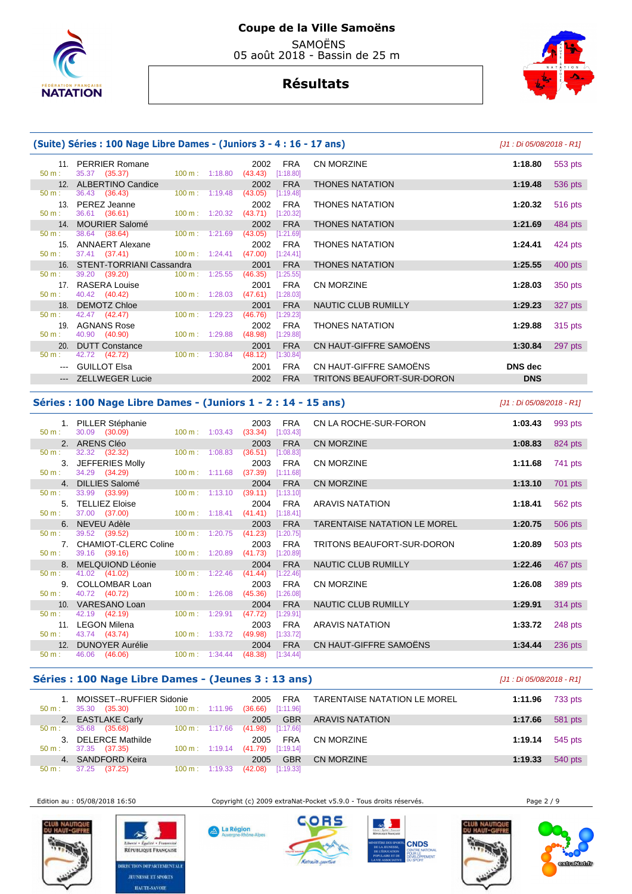# Coupe de la Ville Samoëns

SAMOËNS
05 août 2018 - Bassin de 25 m

## Résultats

### (Suite) Séries : 100 Nage Libre Dames - (Juniors 3 - 4 : 16 - 17 ans)

*[J1 : Di 05/08/2018 - R1]*

| Rang | Nom | Année | Nat. | Club | Temps | Points |
|---|---|---|---|---|---|---|
| 11. | PERRIER Romane | 2002 | FRA | CN MORZINE | 1:18.80 | 553 pts |
| | 50 m : 35.37 (35.37) 100 m : 1:18.80 (43.43) [1:18.80] | | | | | |
| 12. | ALBERTINO Candice | 2002 | FRA | THONES NATATION | 1:19.48 | 536 pts |
| | 50 m : 36.43 (36.43) 100 m : 1:19.48 (43.05) [1:19.48] | | | | | |
| 13. | PEREZ Jeanne | 2002 | FRA | THONES NATATION | 1:20.32 | 516 pts |
| | 50 m : 36.61 (36.61) 100 m : 1:20.32 (43.71) [1:20.32] | | | | | |
| 14. | MOURIER Salomé | 2002 | FRA | THONES NATATION | 1:21.69 | 484 pts |
| | 50 m : 38.64 (38.64) 100 m : 1:21.69 (43.05) [1:21.69] | | | | | |
| 15. | ANNAERT Alexane | 2002 | FRA | THONES NATATION | 1:24.41 | 424 pts |
| | 50 m : 37.41 (37.41) 100 m : 1:24.41 (47.00) [1:24.41] | | | | | |
| 16. | STENT-TORRIANI Cassandra | 2001 | FRA | THONES NATATION | 1:25.55 | 400 pts |
| | 50 m : 39.20 (39.20) 100 m : 1:25.55 (46.35) [1:25.55] | | | | | |
| 17. | RASERA Louise | 2001 | FRA | CN MORZINE | 1:28.03 | 350 pts |
| | 50 m : 40.42 (40.42) 100 m : 1:28.03 (47.61) [1:28.03] | | | | | |
| 18. | DEMOTZ Chloe | 2001 | FRA | NAUTIC CLUB RUMILLY | 1:29.23 | 327 pts |
| | 50 m : 42.47 (42.47) 100 m : 1:29.23 (46.76) [1:29.23] | | | | | |
| 19. | AGNANS Rose | 2002 | FRA | THONES NATATION | 1:29.88 | 315 pts |
| | 50 m : 40.90 (40.90) 100 m : 1:29.88 (48.98) [1:29.88] | | | | | |
| 20. | DUTT Constance | 2001 | FRA | CN HAUT-GIFFRE SAMOËNS | 1:30.84 | 297 pts |
| | 50 m : 42.72 (42.72) 100 m : 1:30.84 (48.12) [1:30.84] | | | | | |
| --- | GUILLOT Elsa | 2001 | FRA | CN HAUT-GIFFRE SAMOËNS | DNS dec | |
| --- | ZELLWEGER Lucie | 2002 | FRA | TRITONS BEAUFORT-SUR-DORON | DNS | |

### Séries : 100 Nage Libre Dames - (Juniors 1 - 2 : 14 - 15 ans)

*[J1 : Di 05/08/2018 - R1]*

| Rang | Nom | Année | Nat. | Club | Temps | Points |
|---|---|---|---|---|---|---|
| 1. | PILLER Stéphanie | 2003 | FRA | CN LA ROCHE-SUR-FORON | 1:03.43 | 993 pts |
| | 50 m : 30.09 (30.09) 100 m : 1:03.43 (33.34) [1:03.43] | | | | | |
| 2. | ARENS Cléo | 2003 | FRA | CN MORZINE | 1:08.83 | 824 pts |
| | 50 m : 32.32 (32.32) 100 m : 1:08.83 (36.51) [1:08.83] | | | | | |
| 3. | JEFFERIES Molly | 2003 | FRA | CN MORZINE | 1:11.68 | 741 pts |
| | 50 m : 34.29 (34.29) 100 m : 1:11.68 (37.39) [1:11.68] | | | | | |
| 4. | DILLIES Salomé | 2004 | FRA | CN MORZINE | 1:13.10 | 701 pts |
| | 50 m : 33.99 (33.99) 100 m : 1:13.10 (39.11) [1:13.10] | | | | | |
| 5. | TELLIEZ Eloise | 2004 | FRA | ARAVIS NATATION | 1:18.41 | 562 pts |
| | 50 m : 37.00 (37.00) 100 m : 1:18.41 (41.41) [1:18.41] | | | | | |
| 6. | NEVEU Adèle | 2003 | FRA | TARENTAISE NATATION LE MOREL | 1:20.75 | 506 pts |
| | 50 m : 39.52 (39.52) 100 m : 1:20.75 (41.23) [1:20.75] | | | | | |
| 7. | CHAMIOT-CLERC Coline | 2003 | FRA | TRITONS BEAUFORT-SUR-DORON | 1:20.89 | 503 pts |
| | 50 m : 39.16 (39.16) 100 m : 1:20.89 (41.73) [1:20.89] | | | | | |
| 8. | MELQUIOND Léonie | 2004 | FRA | NAUTIC CLUB RUMILLY | 1:22.46 | 467 pts |
| | 50 m : 41.02 (41.02) 100 m : 1:22.46 (41.44) [1:22.46] | | | | | |
| 9. | COLLOMBAR Loan | 2003 | FRA | CN MORZINE | 1:26.08 | 389 pts |
| | 50 m : 40.72 (40.72) 100 m : 1:26.08 (45.36) [1:26.08] | | | | | |
| 10. | VARESANO Loan | 2004 | FRA | NAUTIC CLUB RUMILLY | 1:29.91 | 314 pts |
| | 50 m : 42.19 (42.19) 100 m : 1:29.91 (47.72) [1:29.91] | | | | | |
| 11. | LEGON Milena | 2003 | FRA | ARAVIS NATATION | 1:33.72 | 248 pts |
| | 50 m : 43.74 (43.74) 100 m : 1:33.72 (49.98) [1:33.72] | | | | | |
| 12. | DUNOYER Aurélie | 2004 | FRA | CN HAUT-GIFFRE SAMOËNS | 1:34.44 | 236 pts |
| | 50 m : 46.06 (46.06) 100 m : 1:34.44 (48.38) [1:34.44] | | | | | |

### Séries : 100 Nage Libre Dames - (Jeunes 3 : 13 ans)

*[J1 : Di 05/08/2018 - R1]*

| Rang | Nom | Année | Nat. | Club | Temps | Points |
|---|---|---|---|---|---|---|
| 1. | MOISSET--RUFFIER Sidonie | 2005 | FRA | TARENTAISE NATATION LE MOREL | 1:11.96 | 733 pts |
| | 50 m : 35.30 (35.30) 100 m : 1:11.96 (36.66) [1:11.96] | | | | | |
| 2. | EASTLAKE Carly | 2005 | GBR | ARAVIS NATATION | 1:17.66 | 581 pts |
| | 50 m : 35.68 (35.68) 100 m : 1:17.66 (41.98) [1:17.66] | | | | | |
| 3. | DELERCE Mathilde | 2005 | FRA | CN MORZINE | 1:19.14 | 545 pts |
| | 50 m : 37.35 (37.35) 100 m : 1:19.14 (41.79) [1:19.14] | | | | | |
| 4. | SANDFORD Keira | 2005 | GBR | CN MORZINE | 1:19.33 | 540 pts |
| | 50 m : 37.25 (37.25) 100 m : 1:19.33 (42.08) [1:19.33] | | | | | |

Edition au : 05/08/2018 16:50 — Copyright (c) 2009 extraNat-Pocket v5.9.0 - Tous droits réservés.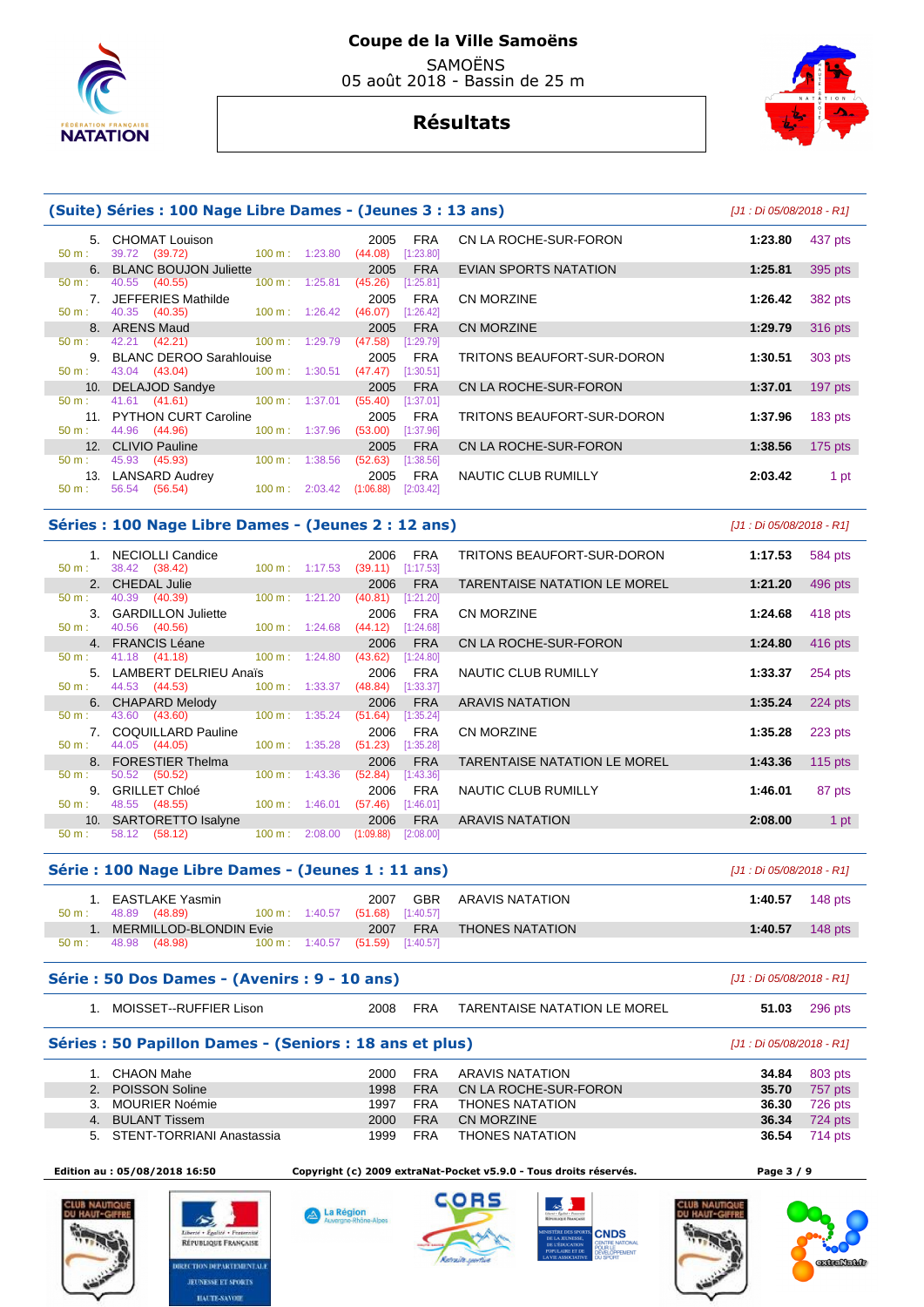# Coupe de la Ville Samoëns

SAMOËNS
05 août 2018 - Bassin de 25 m

## Résultats

### (Suite) Séries : 100 Nage Libre Dames - (Jeunes 3 : 13 ans)

[J1 : Di 05/08/2018 - R1]

| Place | Nom | Année | Nat. | Club | Temps | Points |
|---|---|---|---|---|---|---|
| 5. | CHOMAT Louison | 2005 | FRA | CN LA ROCHE-SUR-FORON | 1:23.80 | 437 pts |
| | 50 m : 39.72 (39.72) 100 m : 1:23.80 (44.08) [1:23.80] | | | | | |
| 6. | BLANC BOUJON Juliette | 2005 | FRA | EVIAN SPORTS NATATION | 1:25.81 | 395 pts |
| | 50 m : 40.55 (40.55) 100 m : 1:25.81 (45.26) [1:25.81] | | | | | |
| 7. | JEFFERIES Mathilde | 2005 | FRA | CN MORZINE | 1:26.42 | 382 pts |
| | 50 m : 40.35 (40.35) 100 m : 1:26.42 (46.07) [1:26.42] | | | | | |
| 8. | ARENS Maud | 2005 | FRA | CN MORZINE | 1:29.79 | 316 pts |
| | 50 m : 42.21 (42.21) 100 m : 1:29.79 (47.58) [1:29.79] | | | | | |
| 9. | BLANC DEROO Sarahlouise | 2005 | FRA | TRITONS BEAUFORT-SUR-DORON | 1:30.51 | 303 pts |
| | 50 m : 43.04 (43.04) 100 m : 1:30.51 (47.47) [1:30.51] | | | | | |
| 10. | DELAJOD Sandye | 2005 | FRA | CN LA ROCHE-SUR-FORON | 1:37.01 | 197 pts |
| | 50 m : 41.61 (41.61) 100 m : 1:37.01 (55.40) [1:37.01] | | | | | |
| 11. | PYTHON CURT Caroline | 2005 | FRA | TRITONS BEAUFORT-SUR-DORON | 1:37.96 | 183 pts |
| | 50 m : 44.96 (44.96) 100 m : 1:37.96 (53.00) [1:37.96] | | | | | |
| 12. | CLIVIO Pauline | 2005 | FRA | CN LA ROCHE-SUR-FORON | 1:38.56 | 175 pts |
| | 50 m : 45.93 (45.93) 100 m : 1:38.56 (52.63) [1:38.56] | | | | | |
| 13. | LANSARD Audrey | 2005 | FRA | NAUTIC CLUB RUMILLY | 2:03.42 | 1 pt |
| | 50 m : 56.54 (56.54) 100 m : 2:03.42 (1:06.88) [2:03.42] | | | | | |

### Séries : 100 Nage Libre Dames - (Jeunes 2 : 12 ans)

[J1 : Di 05/08/2018 - R1]

| Place | Nom | Année | Nat. | Club | Temps | Points |
|---|---|---|---|---|---|---|
| 1. | NECIOLLI Candice | 2006 | FRA | TRITONS BEAUFORT-SUR-DORON | 1:17.53 | 584 pts |
| | 50 m : 38.42 (38.42) 100 m : 1:17.53 (39.11) [1:17.53] | | | | | |
| 2. | CHEDAL Julie | 2006 | FRA | TARENTAISE NATATION LE MOREL | 1:21.20 | 496 pts |
| | 50 m : 40.39 (40.39) 100 m : 1:21.20 (40.81) [1:21.20] | | | | | |
| 3. | GARDILLON Juliette | 2006 | FRA | CN MORZINE | 1:24.68 | 418 pts |
| | 50 m : 40.56 (40.56) 100 m : 1:24.68 (44.12) [1:24.68] | | | | | |
| 4. | FRANCIS Léane | 2006 | FRA | CN LA ROCHE-SUR-FORON | 1:24.80 | 416 pts |
| | 50 m : 41.18 (41.18) 100 m : 1:24.80 (43.62) [1:24.80] | | | | | |
| 5. | LAMBERT DELRIEU Anaïs | 2006 | FRA | NAUTIC CLUB RUMILLY | 1:33.37 | 254 pts |
| | 50 m : 44.53 (44.53) 100 m : 1:33.37 (48.84) [1:33.37] | | | | | |
| 6. | CHAPARD Melody | 2006 | FRA | ARAVIS NATATION | 1:35.24 | 224 pts |
| | 50 m : 43.60 (43.60) 100 m : 1:35.24 (51.64) [1:35.24] | | | | | |
| 7. | COQUILLARD Pauline | 2006 | FRA | CN MORZINE | 1:35.28 | 223 pts |
| | 50 m : 44.05 (44.05) 100 m : 1:35.28 (51.23) [1:35.28] | | | | | |
| 8. | FORESTIER Thelma | 2006 | FRA | TARENTAISE NATATION LE MOREL | 1:43.36 | 115 pts |
| | 50 m : 50.52 (50.52) 100 m : 1:43.36 (52.84) [1:43.36] | | | | | |
| 9. | GRILLET Chloé | 2006 | FRA | NAUTIC CLUB RUMILLY | 1:46.01 | 87 pts |
| | 50 m : 48.55 (48.55) 100 m : 1:46.01 (57.46) [1:46.01] | | | | | |
| 10. | SARTORETTO Isalyne | 2006 | FRA | ARAVIS NATATION | 2:08.00 | 1 pt |
| | 50 m : 58.12 (58.12) 100 m : 2:08.00 (1:09.88) [2:08.00] | | | | | |

### Série : 100 Nage Libre Dames - (Jeunes 1 : 11 ans)

[J1 : Di 05/08/2018 - R1]

| Place | Nom | Année | Nat. | Club | Temps | Points |
|---|---|---|---|---|---|---|
| 1. | EASTLAKE Yasmin | 2007 | GBR | ARAVIS NATATION | 1:40.57 | 148 pts |
| | 50 m : 48.89 (48.89) 100 m : 1:40.57 (51.68) [1:40.57] | | | | | |
| 1. | MERMILLOD-BLONDIN Evie | 2007 | FRA | THONES NATATION | 1:40.57 | 148 pts |
| | 50 m : 48.98 (48.98) 100 m : 1:40.57 (51.59) [1:40.57] | | | | | |

### Série : 50 Dos Dames - (Avenirs : 9 - 10 ans)

[J1 : Di 05/08/2018 - R1]

| Place | Nom | Année | Nat. | Club | Temps | Points |
|---|---|---|---|---|---|---|
| 1. | MOISSET--RUFFIER Lison | 2008 | FRA | TARENTAISE NATATION LE MOREL | 51.03 | 296 pts |

### Séries : 50 Papillon Dames - (Seniors : 18 ans et plus)

[J1 : Di 05/08/2018 - R1]

| Place | Nom | Année | Nat. | Club | Temps | Points |
|---|---|---|---|---|---|---|
| 1. | CHAON Mahe | 2000 | FRA | ARAVIS NATATION | 34.84 | 803 pts |
| 2. | POISSON Soline | 1998 | FRA | CN LA ROCHE-SUR-FORON | 35.70 | 757 pts |
| 3. | MOURIER Noémie | 1997 | FRA | THONES NATATION | 36.30 | 726 pts |
| 4. | BULANT Tissem | 2000 | FRA | CN MORZINE | 36.34 | 724 pts |
| 5. | STENT-TORRIANI Anastassia | 1999 | FRA | THONES NATATION | 36.54 | 714 pts |

Edition au : 05/08/2018 16:50 — Copyright (c) 2009 extraNat-Pocket v5.9.0 - Tous droits réservés.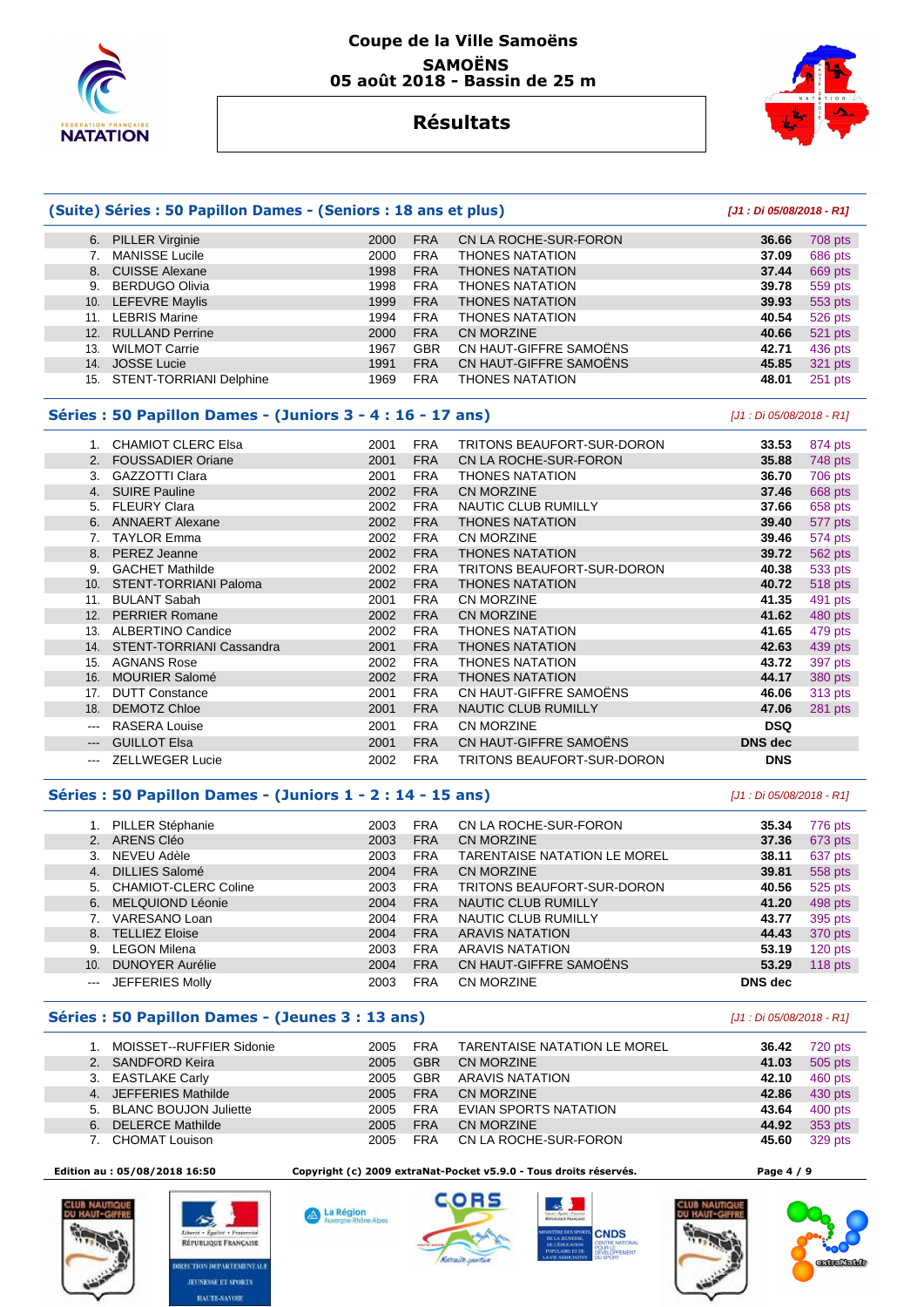# Coupe de la Ville Samoëns

**SAMOËNS**

**05 août 2018 - Bassin de 25 m**

## Résultats

### (Suite) Séries : 50 Papillon Dames - (Seniors : 18 ans et plus)

*[J1 : Di 05/08/2018 - R1]*

| Pl. | Nom | Année | Nat. | Club | Temps | Points |
|---|---|---|---|---|---|---|
| 6. | PILLER Virginie | 2000 | FRA | CN LA ROCHE-SUR-FORON | 36.66 | 708 pts |
| 7. | MANISSE Lucile | 2000 | FRA | THONES NATATION | 37.09 | 686 pts |
| 8. | CUISSE Alexane | 1998 | FRA | THONES NATATION | 37.44 | 669 pts |
| 9. | BERDUGO Olivia | 1998 | FRA | THONES NATATION | 39.78 | 559 pts |
| 10. | LEFEVRE Maylis | 1999 | FRA | THONES NATATION | 39.93 | 553 pts |
| 11. | LEBRIS Marine | 1994 | FRA | THONES NATATION | 40.54 | 526 pts |
| 12. | RULLAND Perrine | 2000 | FRA | CN MORZINE | 40.66 | 521 pts |
| 13. | WILMOT Carrie | 1967 | GBR | CN HAUT-GIFFRE SAMOËNS | 42.71 | 436 pts |
| 14. | JOSSE Lucie | 1991 | FRA | CN HAUT-GIFFRE SAMOËNS | 45.85 | 321 pts |
| 15. | STENT-TORRIANI Delphine | 1969 | FRA | THONES NATATION | 48.01 | 251 pts |

### Séries : 50 Papillon Dames - (Juniors 3 - 4 : 16 - 17 ans)

*[J1 : Di 05/08/2018 - R1]*

| Pl. | Nom | Année | Nat. | Club | Temps | Points |
|---|---|---|---|---|---|---|
| 1. | CHAMIOT CLERC Elsa | 2001 | FRA | TRITONS BEAUFORT-SUR-DORON | 33.53 | 874 pts |
| 2. | FOUSSADIER Oriane | 2001 | FRA | CN LA ROCHE-SUR-FORON | 35.88 | 748 pts |
| 3. | GAZZOTTI Clara | 2001 | FRA | THONES NATATION | 36.70 | 706 pts |
| 4. | SUIRE Pauline | 2002 | FRA | CN MORZINE | 37.46 | 668 pts |
| 5. | FLEURY Clara | 2002 | FRA | NAUTIC CLUB RUMILLY | 37.66 | 658 pts |
| 6. | ANNAERT Alexane | 2002 | FRA | THONES NATATION | 39.40 | 577 pts |
| 7. | TAYLOR Emma | 2002 | FRA | CN MORZINE | 39.46 | 574 pts |
| 8. | PEREZ Jeanne | 2002 | FRA | THONES NATATION | 39.72 | 562 pts |
| 9. | GACHET Mathilde | 2002 | FRA | TRITONS BEAUFORT-SUR-DORON | 40.38 | 533 pts |
| 10. | STENT-TORRIANI Paloma | 2002 | FRA | THONES NATATION | 40.72 | 518 pts |
| 11. | BULANT Sabah | 2001 | FRA | CN MORZINE | 41.35 | 491 pts |
| 12. | PERRIER Romane | 2002 | FRA | CN MORZINE | 41.62 | 480 pts |
| 13. | ALBERTINO Candice | 2002 | FRA | THONES NATATION | 41.65 | 479 pts |
| 14. | STENT-TORRIANI Cassandra | 2001 | FRA | THONES NATATION | 42.63 | 439 pts |
| 15. | AGNANS Rose | 2002 | FRA | THONES NATATION | 43.72 | 397 pts |
| 16. | MOURIER Salomé | 2002 | FRA | THONES NATATION | 44.17 | 380 pts |
| 17. | DUTT Constance | 2001 | FRA | CN HAUT-GIFFRE SAMOËNS | 46.06 | 313 pts |
| 18. | DEMOTZ Chloe | 2001 | FRA | NAUTIC CLUB RUMILLY | 47.06 | 281 pts |
| --- | RASERA Louise | 2001 | FRA | CN MORZINE | DSQ | |
| --- | GUILLOT Elsa | 2001 | FRA | CN HAUT-GIFFRE SAMOËNS | DNS dec | |
| --- | ZELLWEGER Lucie | 2002 | FRA | TRITONS BEAUFORT-SUR-DORON | DNS | |

### Séries : 50 Papillon Dames - (Juniors 1 - 2 : 14 - 15 ans)

*[J1 : Di 05/08/2018 - R1]*

| Pl. | Nom | Année | Nat. | Club | Temps | Points |
|---|---|---|---|---|---|---|
| 1. | PILLER Stéphanie | 2003 | FRA | CN LA ROCHE-SUR-FORON | 35.34 | 776 pts |
| 2. | ARENS Cléo | 2003 | FRA | CN MORZINE | 37.36 | 673 pts |
| 3. | NEVEU Adèle | 2003 | FRA | TARENTAISE NATATION LE MOREL | 38.11 | 637 pts |
| 4. | DILLIES Salomé | 2004 | FRA | CN MORZINE | 39.81 | 558 pts |
| 5. | CHAMIOT-CLERC Coline | 2003 | FRA | TRITONS BEAUFORT-SUR-DORON | 40.56 | 525 pts |
| 6. | MELQUIOND Léonie | 2004 | FRA | NAUTIC CLUB RUMILLY | 41.20 | 498 pts |
| 7. | VARESANO Loan | 2004 | FRA | NAUTIC CLUB RUMILLY | 43.77 | 395 pts |
| 8. | TELLIEZ Eloise | 2004 | FRA | ARAVIS NATATION | 44.43 | 370 pts |
| 9. | LEGON Milena | 2003 | FRA | ARAVIS NATATION | 53.19 | 120 pts |
| 10. | DUNOYER Aurélie | 2004 | FRA | CN HAUT-GIFFRE SAMOËNS | 53.29 | 118 pts |
| --- | JEFFERIES Molly | 2003 | FRA | CN MORZINE | DNS dec | |

### Séries : 50 Papillon Dames - (Jeunes 3 : 13 ans)

*[J1 : Di 05/08/2018 - R1]*

| Pl. | Nom | Année | Nat. | Club | Temps | Points |
|---|---|---|---|---|---|---|
| 1. | MOISSET--RUFFIER Sidonie | 2005 | FRA | TARENTAISE NATATION LE MOREL | 36.42 | 720 pts |
| 2. | SANDFORD Keira | 2005 | GBR | CN MORZINE | 41.03 | 505 pts |
| 3. | EASTLAKE Carly | 2005 | GBR | ARAVIS NATATION | 42.10 | 460 pts |
| 4. | JEFFERIES Mathilde | 2005 | FRA | CN MORZINE | 42.86 | 430 pts |
| 5. | BLANC BOUJON Juliette | 2005 | FRA | EVIAN SPORTS NATATION | 43.64 | 400 pts |
| 6. | DELERCE Mathilde | 2005 | FRA | CN MORZINE | 44.92 | 353 pts |
| 7. | CHOMAT Louison | 2005 | FRA | CN LA ROCHE-SUR-FORON | 45.60 | 329 pts |

Edition au : 05/08/2018 16:50 — Copyright (c) 2009 extraNat-Pocket v5.9.0 - Tous droits réservés.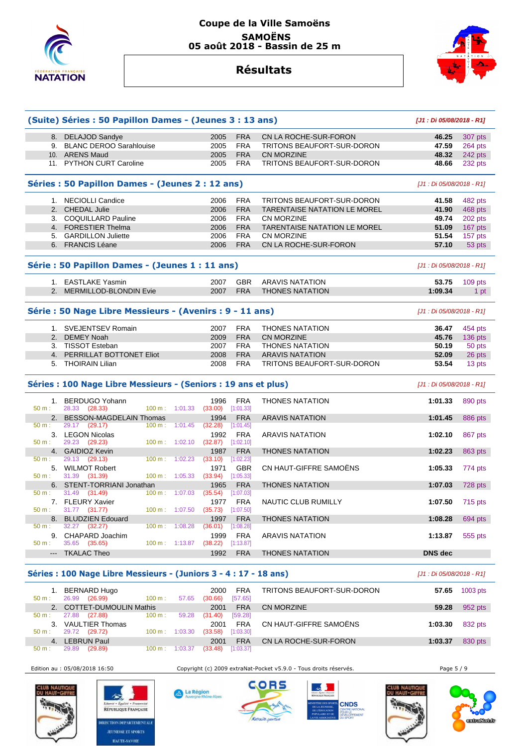# Coupe de la Ville Samoëns

**SAMOËNS**
**05 août 2018 - Bassin de 25 m**

## Résultats

### (Suite) Séries : 50 Papillon Dames - (Jeunes 3 : 13 ans)

*[J1 : Di 05/08/2018 - R1]*

| Place | Nom | Année | Nat. | Club | Temps | Points |
|---|---|---|---|---|---|---|
| 8. | DELAJOD Sandye | 2005 | FRA | CN LA ROCHE-SUR-FORON | 46.25 | 307 pts |
| 9. | BLANC DEROO Sarahlouise | 2005 | FRA | TRITONS BEAUFORT-SUR-DORON | 47.59 | 264 pts |
| 10. | ARENS Maud | 2005 | FRA | CN MORZINE | 48.32 | 242 pts |
| 11. | PYTHON CURT Caroline | 2005 | FRA | TRITONS BEAUFORT-SUR-DORON | 48.66 | 232 pts |

### Séries : 50 Papillon Dames - (Jeunes 2 : 12 ans)

*[J1 : Di 05/08/2018 - R1]*

| Place | Nom | Année | Nat. | Club | Temps | Points |
|---|---|---|---|---|---|---|
| 1. | NECIOLLI Candice | 2006 | FRA | TRITONS BEAUFORT-SUR-DORON | 41.58 | 482 pts |
| 2. | CHEDAL Julie | 2006 | FRA | TARENTAISE NATATION LE MOREL | 41.90 | 468 pts |
| 3. | COQUILLARD Pauline | 2006 | FRA | CN MORZINE | 49.74 | 202 pts |
| 4. | FORESTIER Thelma | 2006 | FRA | TARENTAISE NATATION LE MOREL | 51.09 | 167 pts |
| 5. | GARDILLON Juliette | 2006 | FRA | CN MORZINE | 51.54 | 157 pts |
| 6. | FRANCIS Léane | 2006 | FRA | CN LA ROCHE-SUR-FORON | 57.10 | 53 pts |

### Série : 50 Papillon Dames - (Jeunes 1 : 11 ans)

*[J1 : Di 05/08/2018 - R1]*

| Place | Nom | Année | Nat. | Club | Temps | Points |
|---|---|---|---|---|---|---|
| 1. | EASTLAKE Yasmin | 2007 | GBR | ARAVIS NATATION | 53.75 | 109 pts |
| 2. | MERMILLOD-BLONDIN Evie | 2007 | FRA | THONES NATATION | 1:09.34 | 1 pt |

### Série : 50 Nage Libre Messieurs - (Avenirs : 9 - 11 ans)

*[J1 : Di 05/08/2018 - R1]*

| Place | Nom | Année | Nat. | Club | Temps | Points |
|---|---|---|---|---|---|---|
| 1. | SVEJENTSEV Romain | 2007 | FRA | THONES NATATION | 36.47 | 454 pts |
| 2. | DEMEY Noah | 2009 | FRA | CN MORZINE | 45.76 | 136 pts |
| 3. | TISSOT Esteban | 2007 | FRA | THONES NATATION | 50.19 | 50 pts |
| 4. | PERRILLAT BOTTONET Eliot | 2008 | FRA | ARAVIS NATATION | 52.09 | 26 pts |
| 5. | THOIRAIN Lilian | 2008 | FRA | TRITONS BEAUFORT-SUR-DORON | 53.54 | 13 pts |

### Séries : 100 Nage Libre Messieurs - (Seniors : 19 ans et plus)

*[J1 : Di 05/08/2018 - R1]*

| Place | Nom | Année | Nat. | Club | Temps | Points | 50 m | 100 m |
|---|---|---|---|---|---|---|---|---|
| 1. | BERDUGO Yohann | 1996 | FRA | THONES NATATION | 1:01.33 | 890 pts | 28.33 (28.33) | 1:01.33 (33.00) [1:01.33] |
| 2. | BESSON-MAGDELAIN Thomas | 1994 | FRA | ARAVIS NATATION | 1:01.45 | 886 pts | 29.17 (29.17) | 1:01.45 (32.28) [1:01.45] |
| 3. | LEGON Nicolas | 1992 | FRA | ARAVIS NATATION | 1:02.10 | 867 pts | 29.23 (29.23) | 1:02.10 (32.87) [1:02.10] |
| 4. | GAIDIOZ Kevin | 1987 | FRA | THONES NATATION | 1:02.23 | 863 pts | 29.13 (29.13) | 1:02.23 (33.10) [1:02.23] |
| 5. | WILMOT Robert | 1971 | GBR | CN HAUT-GIFFRE SAMOËNS | 1:05.33 | 774 pts | 31.39 (31.39) | 1:05.33 (33.94) [1:05.33] |
| 6. | STENT-TORRIANI Jonathan | 1965 | FRA | THONES NATATION | 1:07.03 | 728 pts | 31.49 (31.49) | 1:07.03 (35.54) [1:07.03] |
| 7. | FLEURY Xavier | 1977 | FRA | NAUTIC CLUB RUMILLY | 1:07.50 | 715 pts | 31.77 (31.77) | 1:07.50 (35.73) [1:07.50] |
| 8. | BLUDZIEN Edouard | 1997 | FRA | THONES NATATION | 1:08.28 | 694 pts | 32.27 (32.27) | 1:08.28 (36.01) [1:08.28] |
| 9. | CHAPARD Joachim | 1999 | FRA | ARAVIS NATATION | 1:13.87 | 555 pts | 35.65 (35.65) | 1:13.87 (38.22) [1:13.87] |
| --- | TKALAC Theo | 1992 | FRA | THONES NATATION | DNS dec | | | |

### Séries : 100 Nage Libre Messieurs - (Juniors 3 - 4 : 17 - 18 ans)

*[J1 : Di 05/08/2018 - R1]*

| Place | Nom | Année | Nat. | Club | Temps | Points | 50 m | 100 m |
|---|---|---|---|---|---|---|---|---|
| 1. | BERNARD Hugo | 2000 | FRA | TRITONS BEAUFORT-SUR-DORON | 57.65 | 1003 pts | 26.99 (26.99) | 57.65 (30.66) [57.65] |
| 2. | COTTET-DUMOULIN Mathis | 2001 | FRA | CN MORZINE | 59.28 | 952 pts | 27.88 (27.88) | 59.28 (31.40) [59.28] |
| 3. | VAULTIER Thomas | 2001 | FRA | CN HAUT-GIFFRE SAMOËNS | 1:03.30 | 832 pts | 29.72 (29.72) | 1:03.30 (33.58) [1:03.30] |
| 4. | LEBRUN Paul | 2001 | FRA | CN LA ROCHE-SUR-FORON | 1:03.37 | 830 pts | 29.89 (29.89) | 1:03.37 (33.48) [1:03.37] |

Edition au : 05/08/2018 16:50 — Copyright (c) 2009 extraNat-Pocket v5.9.0 - Tous droits réservés.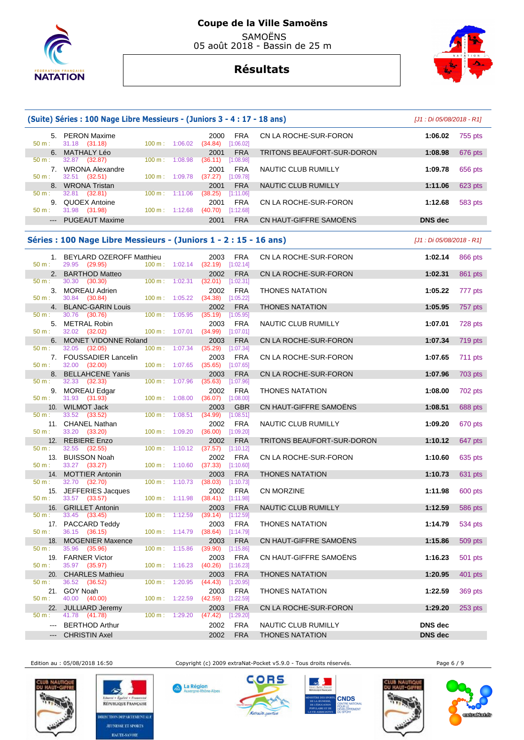# Coupe de la Ville Samoëns

SAMOËNS
05 août 2018 - Bassin de 25 m

## Résultats

### (Suite) Séries : 100 Nage Libre Messieurs - (Juniors 3 - 4 : 17 - 18 ans)

*[J1 : Di 05/08/2018 - R1]*

| Rang | Nom | 50 m | 100 m | Année | Nat. | Club | Temps | Points |
|---|---|---|---|---|---|---|---|---|
| 5. | PERON Maxime | 31.18 (31.18) | 1:06.02 (34.84) [1:06.02] | 2000 | FRA | CN LA ROCHE-SUR-FORON | **1:06.02** | 755 pts |
| 6. | MATHALY Léo | 32.87 (32.87) | 1:08.98 (36.11) [1:08.98] | 2001 | FRA | TRITONS BEAUFORT-SUR-DORON | **1:08.98** | 676 pts |
| 7. | WRONA Alexandre | 32.51 (32.51) | 1:09.78 (37.27) [1:09.78] | 2001 | FRA | NAUTIC CLUB RUMILLY | **1:09.78** | 656 pts |
| 8. | WRONA Tristan | 32.81 (32.81) | 1:11.06 (38.25) [1:11.06] | 2001 | FRA | NAUTIC CLUB RUMILLY | **1:11.06** | 623 pts |
| 9. | QUOEX Antoine | 31.98 (31.98) | 1:12.68 (40.70) [1:12.68] | 2001 | FRA | CN LA ROCHE-SUR-FORON | **1:12.68** | 583 pts |
| --- | PUGEAUT Maxime | | | 2001 | FRA | CN HAUT-GIFFRE SAMOËNS | **DNS dec** | |

### Séries : 100 Nage Libre Messieurs - (Juniors 1 - 2 : 15 - 16 ans)

*[J1 : Di 05/08/2018 - R1]*

| Rang | Nom | 50 m | 100 m | Année | Nat. | Club | Temps | Points |
|---|---|---|---|---|---|---|---|---|
| 1. | BEYLARD OZEROFF Matthieu | 29.95 (29.95) | 1:02.14 (32.19) [1:02.14] | 2003 | FRA | CN LA ROCHE-SUR-FORON | **1:02.14** | 866 pts |
| 2. | BARTHOD Matteo | 30.30 (30.30) | 1:02.31 (32.01) [1:02.31] | 2002 | FRA | CN LA ROCHE-SUR-FORON | **1:02.31** | 861 pts |
| 3. | MOREAU Adrien | 30.84 (30.84) | 1:05.22 (34.38) [1:05.22] | 2002 | FRA | THONES NATATION | **1:05.22** | 777 pts |
| 4. | BLANC-GARIN Louis | 30.76 (30.76) | 1:05.95 (35.19) [1:05.95] | 2002 | FRA | THONES NATATION | **1:05.95** | 757 pts |
| 5. | METRAL Robin | 32.02 (32.02) | 1:07.01 (34.99) [1:07.01] | 2003 | FRA | NAUTIC CLUB RUMILLY | **1:07.01** | 728 pts |
| 6. | MONET VIDONNE Roland | 32.05 (32.05) | 1:07.34 (35.29) [1:07.34] | 2003 | FRA | CN LA ROCHE-SUR-FORON | **1:07.34** | 719 pts |
| 7. | FOUSSADIER Lancelin | 32.00 (32.00) | 1:07.65 (35.65) [1:07.65] | 2003 | FRA | CN LA ROCHE-SUR-FORON | **1:07.65** | 711 pts |
| 8. | BELLAHCENE Yanis | 32.33 (32.33) | 1:07.96 (35.63) [1:07.96] | 2003 | FRA | CN LA ROCHE-SUR-FORON | **1:07.96** | 703 pts |
| 9. | MOREAU Edgar | 31.93 (31.93) | 1:08.00 (36.07) [1:08.00] | 2002 | FRA | THONES NATATION | **1:08.00** | 702 pts |
| 10. | WILMOT Jack | 33.52 (33.52) | 1:08.51 (34.99) [1:08.51] | 2003 | GBR | CN HAUT-GIFFRE SAMOËNS | **1:08.51** | 688 pts |
| 11. | CHANEL Nathan | 33.20 (33.20) | 1:09.20 (36.00) [1:09.20] | 2002 | FRA | NAUTIC CLUB RUMILLY | **1:09.20** | 670 pts |
| 12. | REBIERE Enzo | 32.55 (32.55) | 1:10.12 (37.57) [1:10.12] | 2002 | FRA | TRITONS BEAUFORT-SUR-DORON | **1:10.12** | 647 pts |
| 13. | BUISSON Noah | 33.27 (33.27) | 1:10.60 (37.33) [1:10.60] | 2002 | FRA | CN LA ROCHE-SUR-FORON | **1:10.60** | 635 pts |
| 14. | MOTTIER Antonin | 32.70 (32.70) | 1:10.73 (38.03) [1:10.73] | 2003 | FRA | THONES NATATION | **1:10.73** | 631 pts |
| 15. | JEFFERIES Jacques | 33.57 (33.57) | 1:11.98 (38.41) [1:11.98] | 2002 | FRA | CN MORZINE | **1:11.98** | 600 pts |
| 16. | GRILLET Antonin | 33.45 (33.45) | 1:12.59 (39.14) [1:12.59] | 2003 | FRA | NAUTIC CLUB RUMILLY | **1:12.59** | 586 pts |
| 17. | PACCARD Teddy | 36.15 (36.15) | 1:14.79 (38.64) [1:14.79] | 2003 | FRA | THONES NATATION | **1:14.79** | 534 pts |
| 18. | MOGENIER Maxence | 35.96 (35.96) | 1:15.86 (39.90) [1:15.86] | 2003 | FRA | CN HAUT-GIFFRE SAMOËNS | **1:15.86** | 509 pts |
| 19. | FARNER Victor | 35.97 (35.97) | 1:16.23 (40.26) [1:16.23] | 2003 | FRA | CN HAUT-GIFFRE SAMOËNS | **1:16.23** | 501 pts |
| 20. | CHARLES Mathieu | 36.52 (36.52) | 1:20.95 (44.43) [1:20.95] | 2003 | FRA | THONES NATATION | **1:20.95** | 401 pts |
| 21. | GOY Noah | 40.00 (40.00) | 1:22.59 (42.59) [1:22.59] | 2003 | FRA | THONES NATATION | **1:22.59** | 369 pts |
| 22. | JULLIARD Jeremy | 41.78 (41.78) | 1:29.20 (47.42) [1:29.20] | 2003 | FRA | CN LA ROCHE-SUR-FORON | **1:29.20** | 253 pts |
| --- | BERTHOD Arthur | | | 2002 | FRA | NAUTIC CLUB RUMILLY | **DNS dec** | |
| --- | CHRISTIN Axel | | | 2002 | FRA | THONES NATATION | **DNS dec** | |

Edition au : 05/08/2018 16:50 — Copyright (c) 2009 extraNat-Pocket v5.9.0 - Tous droits réservés.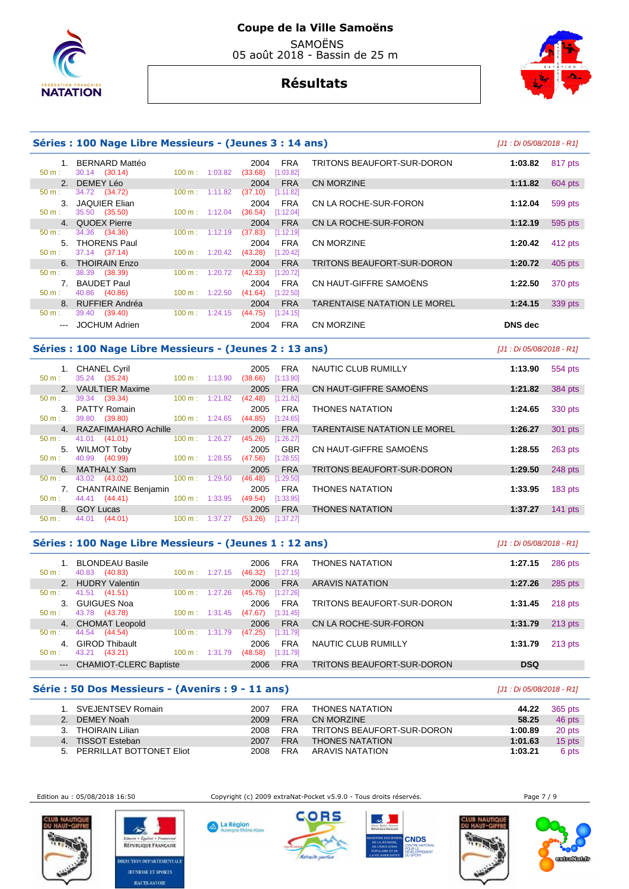# Coupe de la Ville Samoëns

SAMOËNS
05 août 2018 - Bassin de 25 m

## Résultats

### Séries : 100 Nage Libre Messieurs - (Jeunes 3 : 14 ans)

*[J1 : Di 05/08/2018 - R1]*

| Rang | Nom | Année | Nat. | Club | Temps | Points |
|---|---|---|---|---|---|---|
| 1. | BERNARD Mattéo | 2004 | FRA | TRITONS BEAUFORT-SUR-DORON | 1:03.82 | 817 pts |
| | 50 m : 30.14 (30.14) 100 m : 1:03.82 (33.68) [1:03.82] | | | | | |
| 2. | DEMEY Léo | 2004 | FRA | CN MORZINE | 1:11.82 | 604 pts |
| | 50 m : 34.72 (34.72) 100 m : 1:11.82 (37.10) [1:11.82] | | | | | |
| 3. | JAQUIER Elian | 2004 | FRA | CN LA ROCHE-SUR-FORON | 1:12.04 | 599 pts |
| | 50 m : 35.50 (35.50) 100 m : 1:12.04 (36.54) [1:12.04] | | | | | |
| 4. | QUOEX Pierre | 2004 | FRA | CN LA ROCHE-SUR-FORON | 1:12.19 | 595 pts |
| | 50 m : 34.36 (34.36) 100 m : 1:12.19 (37.83) [1:12.19] | | | | | |
| 5. | THORENS Paul | 2004 | FRA | CN MORZINE | 1:20.42 | 412 pts |
| | 50 m : 37.14 (37.14) 100 m : 1:20.42 (43.28) [1:20.42] | | | | | |
| 6. | THOIRAIN Enzo | 2004 | FRA | TRITONS BEAUFORT-SUR-DORON | 1:20.72 | 405 pts |
| | 50 m : 38.39 (38.39) 100 m : 1:20.72 (42.33) [1:20.72] | | | | | |
| 7. | BAUDET Paul | 2004 | FRA | CN HAUT-GIFFRE SAMOËNS | 1:22.50 | 370 pts |
| | 50 m : 40.86 (40.86) 100 m : 1:22.50 (41.64) [1:22.50] | | | | | |
| 8. | RUFFIER Andréa | 2004 | FRA | TARENTAISE NATATION LE MOREL | 1:24.15 | 339 pts |
| | 50 m : 39.40 (39.40) 100 m : 1:24.15 (44.75) [1:24.15] | | | | | |
| --- | JOCHUM Adrien | 2004 | FRA | CN MORZINE | DNS dec | |

### Séries : 100 Nage Libre Messieurs - (Jeunes 2 : 13 ans)

*[J1 : Di 05/08/2018 - R1]*

| Rang | Nom | Année | Nat. | Club | Temps | Points |
|---|---|---|---|---|---|---|
| 1. | CHANEL Cyril | 2005 | FRA | NAUTIC CLUB RUMILLY | 1:13.90 | 554 pts |
| | 50 m : 35.24 (35.24) 100 m : 1:13.90 (38.66) [1:13.90] | | | | | |
| 2. | VAULTIER Maxime | 2005 | FRA | CN HAUT-GIFFRE SAMOËNS | 1:21.82 | 384 pts |
| | 50 m : 39.34 (39.34) 100 m : 1:21.82 (42.48) [1:21.82] | | | | | |
| 3. | PATTY Romain | 2005 | FRA | THONES NATATION | 1:24.65 | 330 pts |
| | 50 m : 39.80 (39.80) 100 m : 1:24.65 (44.85) [1:24.65] | | | | | |
| 4. | RAZAFIMAHARO Achille | 2005 | FRA | TARENTAISE NATATION LE MOREL | 1:26.27 | 301 pts |
| | 50 m : 41.01 (41.01) 100 m : 1:26.27 (45.26) [1:26.27] | | | | | |
| 5. | WILMOT Toby | 2005 | GBR | CN HAUT-GIFFRE SAMOËNS | 1:28.55 | 263 pts |
| | 50 m : 40.99 (40.99) 100 m : 1:28.55 (47.56) [1:28.55] | | | | | |
| 6. | MATHALY Sam | 2005 | FRA | TRITONS BEAUFORT-SUR-DORON | 1:29.50 | 248 pts |
| | 50 m : 43.02 (43.02) 100 m : 1:29.50 (46.48) [1:29.50] | | | | | |
| 7. | CHANTRAINE Benjamin | 2005 | FRA | THONES NATATION | 1:33.95 | 183 pts |
| | 50 m : 44.41 (44.41) 100 m : 1:33.95 (49.54) [1:33.95] | | | | | |
| 8. | GOY Lucas | 2005 | FRA | THONES NATATION | 1:37.27 | 141 pts |
| | 50 m : 44.01 (44.01) 100 m : 1:37.27 (53.26) [1:37.27] | | | | | |

### Séries : 100 Nage Libre Messieurs - (Jeunes 1 : 12 ans)

*[J1 : Di 05/08/2018 - R1]*

| Rang | Nom | Année | Nat. | Club | Temps | Points |
|---|---|---|---|---|---|---|
| 1. | BLONDEAU Basile | 2006 | FRA | THONES NATATION | 1:27.15 | 286 pts |
| | 50 m : 40.83 (40.83) 100 m : 1:27.15 (46.32) [1:27.15] | | | | | |
| 2. | HUDRY Valentin | 2006 | FRA | ARAVIS NATATION | 1:27.26 | 285 pts |
| | 50 m : 41.51 (41.51) 100 m : 1:27.26 (45.75) [1:27.26] | | | | | |
| 3. | GUIGUES Noa | 2006 | FRA | TRITONS BEAUFORT-SUR-DORON | 1:31.45 | 218 pts |
| | 50 m : 43.78 (43.78) 100 m : 1:31.45 (47.67) [1:31.45] | | | | | |
| 4. | CHOMAT Leopold | 2006 | FRA | CN LA ROCHE-SUR-FORON | 1:31.79 | 213 pts |
| | 50 m : 44.54 (44.54) 100 m : 1:31.79 (47.25) [1:31.79] | | | | | |
| 4. | GIROD Thibault | 2006 | FRA | NAUTIC CLUB RUMILLY | 1:31.79 | 213 pts |
| | 50 m : 43.21 (43.21) 100 m : 1:31.79 (48.58) [1:31.79] | | | | | |
| --- | CHAMIOT-CLERC Baptiste | 2006 | FRA | TRITONS BEAUFORT-SUR-DORON | DSQ | |

### Série : 50 Dos Messieurs - (Avenirs : 9 - 11 ans)

*[J1 : Di 05/08/2018 - R1]*

| Rang | Nom | Année | Nat. | Club | Temps | Points |
|---|---|---|---|---|---|---|
| 1. | SVEJENTSEV Romain | 2007 | FRA | THONES NATATION | 44.22 | 365 pts |
| 2. | DEMEY Noah | 2009 | FRA | CN MORZINE | 58.25 | 46 pts |
| 3. | THOIRAIN Lilian | 2008 | FRA | TRITONS BEAUFORT-SUR-DORON | 1:00.89 | 20 pts |
| 4. | TISSOT Esteban | 2007 | FRA | THONES NATATION | 1:01.63 | 15 pts |
| 5. | PERRILLAT BOTTONET Eliot | 2008 | FRA | ARAVIS NATATION | 1:03.21 | 6 pts |

Edition au : 05/08/2018 16:50 — Copyright (c) 2009 extraNat-Pocket v5.9.0 - Tous droits réservés.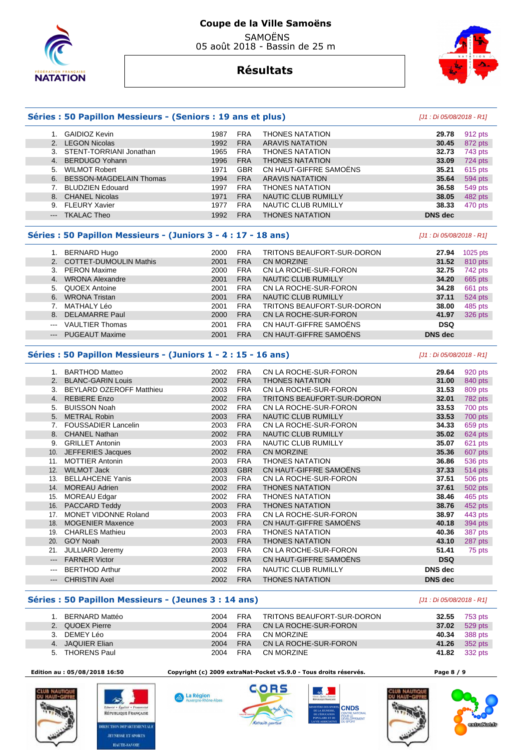# Coupe de la Ville Samoëns

SAMOËNS
05 août 2018 - Bassin de 25 m

## Résultats

### Séries : 50 Papillon Messieurs - (Seniors : 19 ans et plus)

*[J1 : Di 05/08/2018 - R1]*

| Rang | Nom | Année | Nat. | Club | Temps | Points |
|---|---|---|---|---|---|---|
| 1. | GAIDIOZ Kevin | 1987 | FRA | THONES NATATION | 29.78 | 912 pts |
| 2. | LEGON Nicolas | 1992 | FRA | ARAVIS NATATION | 30.45 | 872 pts |
| 3. | STENT-TORRIANI Jonathan | 1965 | FRA | THONES NATATION | 32.73 | 743 pts |
| 4. | BERDUGO Yohann | 1996 | FRA | THONES NATATION | 33.09 | 724 pts |
| 5. | WILMOT Robert | 1971 | GBR | CN HAUT-GIFFRE SAMOËNS | 35.21 | 615 pts |
| 6. | BESSON-MAGDELAIN Thomas | 1994 | FRA | ARAVIS NATATION | 35.64 | 594 pts |
| 7. | BLUDZIEN Edouard | 1997 | FRA | THONES NATATION | 36.58 | 549 pts |
| 8. | CHANEL Nicolas | 1971 | FRA | NAUTIC CLUB RUMILLY | 38.05 | 482 pts |
| 9. | FLEURY Xavier | 1977 | FRA | NAUTIC CLUB RUMILLY | 38.33 | 470 pts |
| --- | TKALAC Theo | 1992 | FRA | THONES NATATION | DNS dec | |

### Séries : 50 Papillon Messieurs - (Juniors 3 - 4 : 17 - 18 ans)

*[J1 : Di 05/08/2018 - R1]*

| Rang | Nom | Année | Nat. | Club | Temps | Points |
|---|---|---|---|---|---|---|
| 1. | BERNARD Hugo | 2000 | FRA | TRITONS BEAUFORT-SUR-DORON | 27.94 | 1025 pts |
| 2. | COTTET-DUMOULIN Mathis | 2001 | FRA | CN MORZINE | 31.52 | 810 pts |
| 3. | PERON Maxime | 2000 | FRA | CN LA ROCHE-SUR-FORON | 32.75 | 742 pts |
| 4. | WRONA Alexandre | 2001 | FRA | NAUTIC CLUB RUMILLY | 34.20 | 665 pts |
| 5. | QUOEX Antoine | 2001 | FRA | CN LA ROCHE-SUR-FORON | 34.28 | 661 pts |
| 6. | WRONA Tristan | 2001 | FRA | NAUTIC CLUB RUMILLY | 37.11 | 524 pts |
| 7. | MATHALY Léo | 2001 | FRA | TRITONS BEAUFORT-SUR-DORON | 38.00 | 485 pts |
| 8. | DELAMARRE Paul | 2000 | FRA | CN LA ROCHE-SUR-FORON | 41.97 | 326 pts |
| --- | VAULTIER Thomas | 2001 | FRA | CN HAUT-GIFFRE SAMOËNS | DSQ | |
| --- | PUGEAUT Maxime | 2001 | FRA | CN HAUT-GIFFRE SAMOËNS | DNS dec | |

### Séries : 50 Papillon Messieurs - (Juniors 1 - 2 : 15 - 16 ans)

*[J1 : Di 05/08/2018 - R1]*

| Rang | Nom | Année | Nat. | Club | Temps | Points |
|---|---|---|---|---|---|---|
| 1. | BARTHOD Matteo | 2002 | FRA | CN LA ROCHE-SUR-FORON | 29.64 | 920 pts |
| 2. | BLANC-GARIN Louis | 2002 | FRA | THONES NATATION | 31.00 | 840 pts |
| 3. | BEYLARD OZEROFF Matthieu | 2003 | FRA | CN LA ROCHE-SUR-FORON | 31.53 | 809 pts |
| 4. | REBIERE Enzo | 2002 | FRA | TRITONS BEAUFORT-SUR-DORON | 32.01 | 782 pts |
| 5. | BUISSON Noah | 2002 | FRA | CN LA ROCHE-SUR-FORON | 33.53 | 700 pts |
| 5. | METRAL Robin | 2003 | FRA | NAUTIC CLUB RUMILLY | 33.53 | 700 pts |
| 7. | FOUSSADIER Lancelin | 2003 | FRA | CN LA ROCHE-SUR-FORON | 34.33 | 659 pts |
| 8. | CHANEL Nathan | 2002 | FRA | NAUTIC CLUB RUMILLY | 35.02 | 624 pts |
| 9. | GRILLET Antonin | 2003 | FRA | NAUTIC CLUB RUMILLY | 35.07 | 621 pts |
| 10. | JEFFERIES Jacques | 2002 | FRA | CN MORZINE | 35.36 | 607 pts |
| 11. | MOTTIER Antonin | 2003 | FRA | THONES NATATION | 36.86 | 536 pts |
| 12. | WILMOT Jack | 2003 | GBR | CN HAUT-GIFFRE SAMOËNS | 37.33 | 514 pts |
| 13. | BELLAHCENE Yanis | 2003 | FRA | CN LA ROCHE-SUR-FORON | 37.51 | 506 pts |
| 14. | MOREAU Adrien | 2002 | FRA | THONES NATATION | 37.61 | 502 pts |
| 15. | MOREAU Edgar | 2002 | FRA | THONES NATATION | 38.46 | 465 pts |
| 16. | PACCARD Teddy | 2003 | FRA | THONES NATATION | 38.76 | 452 pts |
| 17. | MONET VIDONNE Roland | 2003 | FRA | CN LA ROCHE-SUR-FORON | 38.97 | 443 pts |
| 18. | MOGENIER Maxence | 2003 | FRA | CN HAUT-GIFFRE SAMOËNS | 40.18 | 394 pts |
| 19. | CHARLES Mathieu | 2003 | FRA | THONES NATATION | 40.36 | 387 pts |
| 20. | GOY Noah | 2003 | FRA | THONES NATATION | 43.10 | 287 pts |
| 21. | JULLIARD Jeremy | 2003 | FRA | CN LA ROCHE-SUR-FORON | 51.41 | 75 pts |
| --- | FARNER Victor | 2003 | FRA | CN HAUT-GIFFRE SAMOËNS | DSQ | |
| --- | BERTHOD Arthur | 2002 | FRA | NAUTIC CLUB RUMILLY | DNS dec | |
| --- | CHRISTIN Axel | 2002 | FRA | THONES NATATION | DNS dec | |

### Séries : 50 Papillon Messieurs - (Jeunes 3 : 14 ans)

*[J1 : Di 05/08/2018 - R1]*

| Rang | Nom | Année | Nat. | Club | Temps | Points |
|---|---|---|---|---|---|---|
| 1. | BERNARD Mattéo | 2004 | FRA | TRITONS BEAUFORT-SUR-DORON | 32.55 | 753 pts |
| 2. | QUOEX Pierre | 2004 | FRA | CN LA ROCHE-SUR-FORON | 37.02 | 529 pts |
| 3. | DEMEY Léo | 2004 | FRA | CN MORZINE | 40.34 | 388 pts |
| 4. | JAQUIER Elian | 2004 | FRA | CN LA ROCHE-SUR-FORON | 41.26 | 352 pts |
| 5. | THORENS Paul | 2004 | FRA | CN MORZINE | 41.82 | 332 pts |

Edition au : 05/08/2018 16:50 — Copyright (c) 2009 extraNat-Pocket v5.9.0 - Tous droits réservés.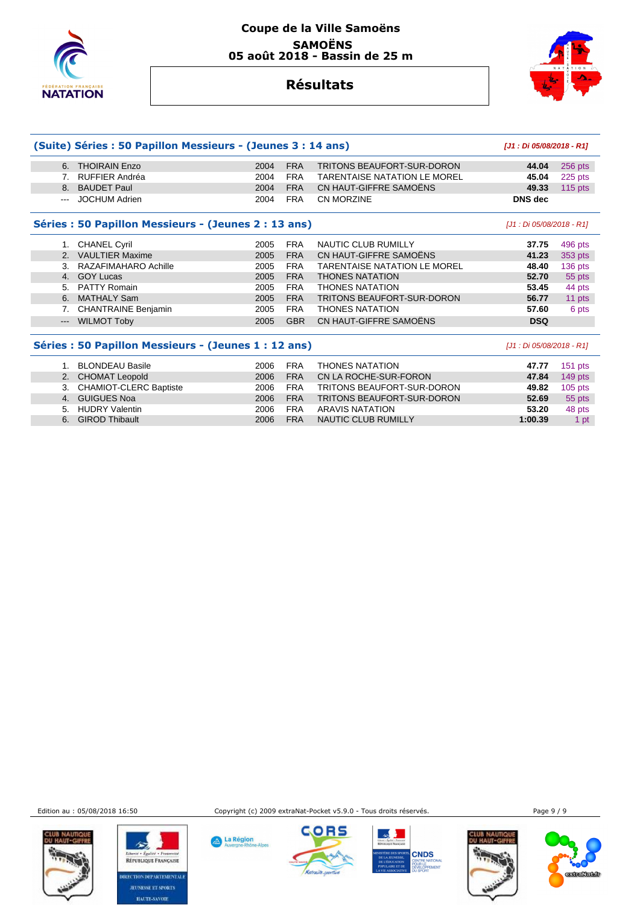# Coupe de la Ville Samoëns

**SAMOËNS**

**05 août 2018 - Bassin de 25 m**

## Résultats

### (Suite) Séries : 50 Papillon Messieurs - (Jeunes 3 : 14 ans)

*[J1 : Di 05/08/2018 - R1]*

| | | | | | | |
|---|---|---|---|---|---|---|
| 6. | THOIRAIN Enzo | 2004 | FRA | TRITONS BEAUFORT-SUR-DORON | **44.04** | 256 pts |
| 7. | RUFFIER Andréa | 2004 | FRA | TARENTAISE NATATION LE MOREL | **45.04** | 225 pts |
| 8. | BAUDET Paul | 2004 | FRA | CN HAUT-GIFFRE SAMOËNS | **49.33** | 115 pts |
| --- | JOCHUM Adrien | 2004 | FRA | CN MORZINE | **DNS dec** | |

### Séries : 50 Papillon Messieurs - (Jeunes 2 : 13 ans)

*[J1 : Di 05/08/2018 - R1]*

| | | | | | | |
|---|---|---|---|---|---|---|
| 1. | CHANEL Cyril | 2005 | FRA | NAUTIC CLUB RUMILLY | **37.75** | 496 pts |
| 2. | VAULTIER Maxime | 2005 | FRA | CN HAUT-GIFFRE SAMOËNS | **41.23** | 353 pts |
| 3. | RAZAFIMAHARO Achille | 2005 | FRA | TARENTAISE NATATION LE MOREL | **48.40** | 136 pts |
| 4. | GOY Lucas | 2005 | FRA | THONES NATATION | **52.70** | 55 pts |
| 5. | PATTY Romain | 2005 | FRA | THONES NATATION | **53.45** | 44 pts |
| 6. | MATHALY Sam | 2005 | FRA | TRITONS BEAUFORT-SUR-DORON | **56.77** | 11 pts |
| 7. | CHANTRAINE Benjamin | 2005 | FRA | THONES NATATION | **57.60** | 6 pts |
| --- | WILMOT Toby | 2005 | GBR | CN HAUT-GIFFRE SAMOËNS | **DSQ** | |

### Séries : 50 Papillon Messieurs - (Jeunes 1 : 12 ans)

*[J1 : Di 05/08/2018 - R1]*

| | | | | | | |
|---|---|---|---|---|---|---|
| 1. | BLONDEAU Basile | 2006 | FRA | THONES NATATION | **47.77** | 151 pts |
| 2. | CHOMAT Leopold | 2006 | FRA | CN LA ROCHE-SUR-FORON | **47.84** | 149 pts |
| 3. | CHAMIOT-CLERC Baptiste | 2006 | FRA | TRITONS BEAUFORT-SUR-DORON | **49.82** | 105 pts |
| 4. | GUIGUES Noa | 2006 | FRA | TRITONS BEAUFORT-SUR-DORON | **52.69** | 55 pts |
| 5. | HUDRY Valentin | 2006 | FRA | ARAVIS NATATION | **53.20** | 48 pts |
| 6. | GIROD Thibault | 2006 | FRA | NAUTIC CLUB RUMILLY | **1:00.39** | 1 pt |

Edition au : 05/08/2018 16:50 Copyright (c) 2009 extraNat-Pocket v5.9.0 - Tous droits réservés.